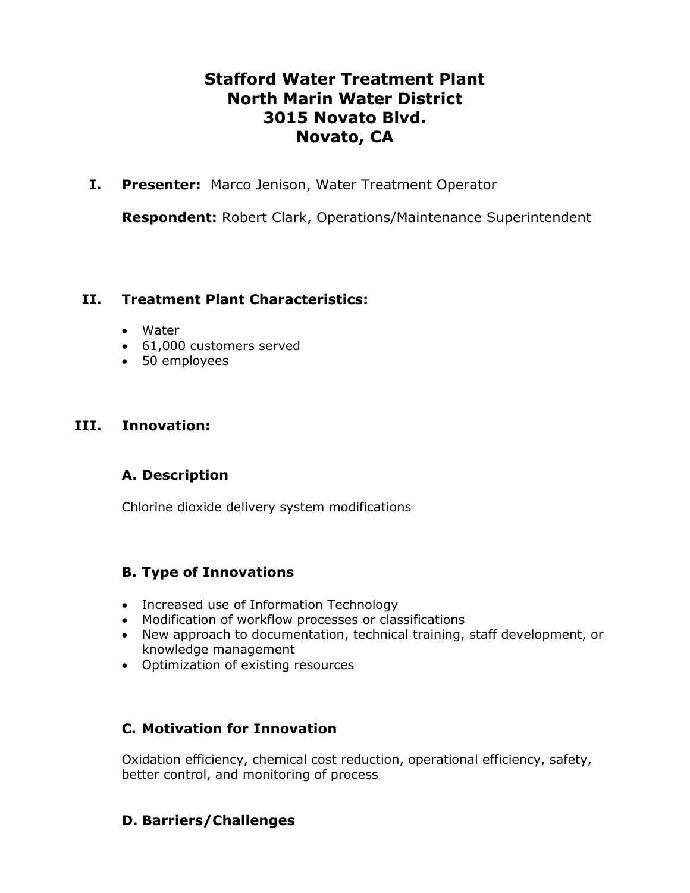# Stafford Water Treatment Plant
# North Marin Water District
# 3015 Novato Blvd.
# Novato, CA

## I. Presenter: Marco Jenison, Water Treatment Operator

**Respondent:** Robert Clark, Operations/Maintenance Superintendent

## II. Treatment Plant Characteristics:

- Water
- 61,000 customers served
- 50 employees

## III. Innovation:

### A. Description

Chlorine dioxide delivery system modifications

### B. Type of Innovations

- Increased use of Information Technology
- Modification of workflow processes or classifications
- New approach to documentation, technical training, staff development, or knowledge management
- Optimization of existing resources

### C. Motivation for Innovation

Oxidation efficiency, chemical cost reduction, operational efficiency, safety, better control, and monitoring of process

### D. Barriers/Challenges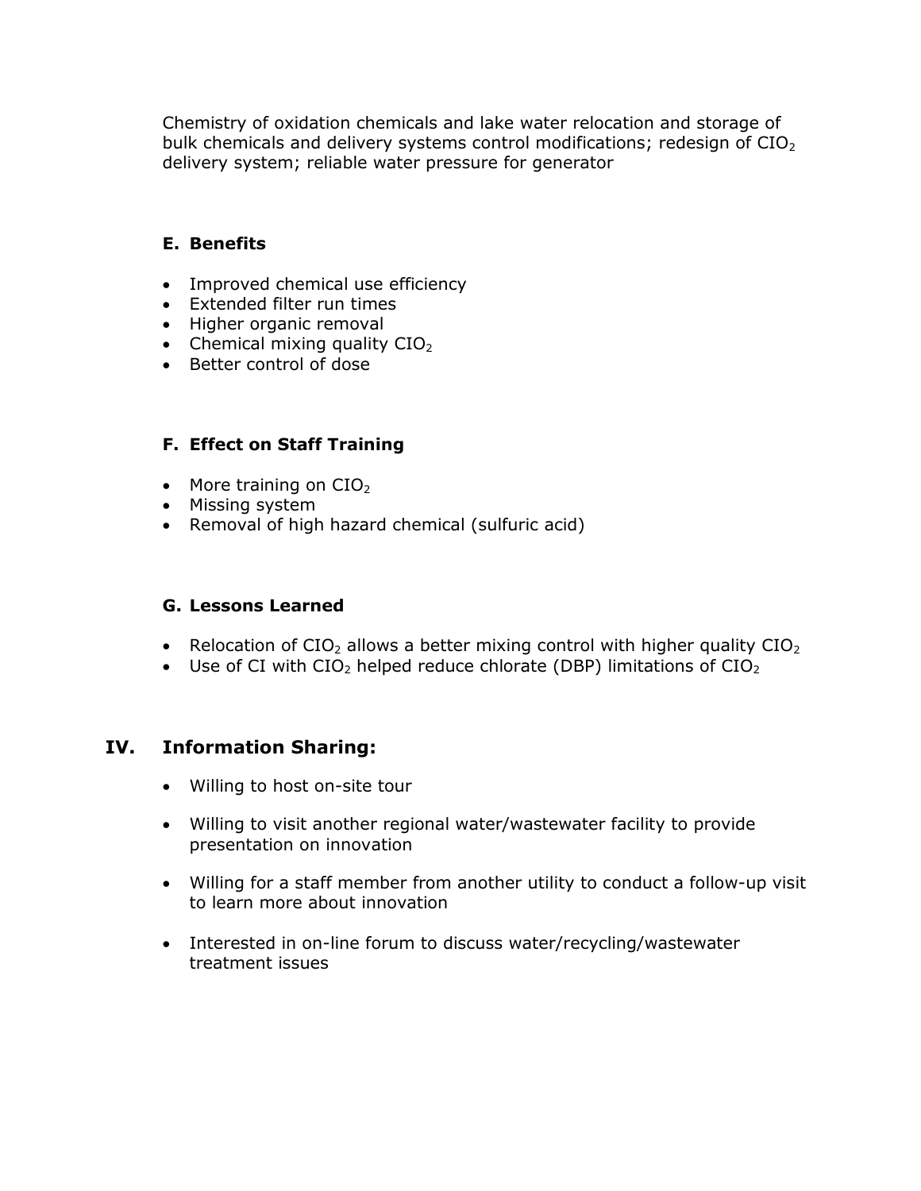Chemistry of oxidation chemicals and lake water relocation and storage of bulk chemicals and delivery systems control modifications; redesign of $CIO_2$ delivery system; reliable water pressure for generator

#### E. Benefits

- Improved chemical use efficiency
- Extended filter run times
- Higher organic removal
- Chemical mixing quality $CIO_2$
- Better control of dose

#### F. Effect on Staff Training

- More training on $CIO_2$
- Missing system
- Removal of high hazard chemical (sulfuric acid)

#### G. Lessons Learned

- Relocation of $CIO_2$ allows a better mixing control with higher quality $CIO_2$
- Use of CI with $CIO_2$ helped reduce chlorate (DBP) limitations of $CIO_2$

## IV. Information Sharing:

- Willing to host on-site tour
- Willing to visit another regional water/wastewater facility to provide presentation on innovation
- Willing for a staff member from another utility to conduct a follow-up visit to learn more about innovation
- Interested in on-line forum to discuss water/recycling/wastewater treatment issues